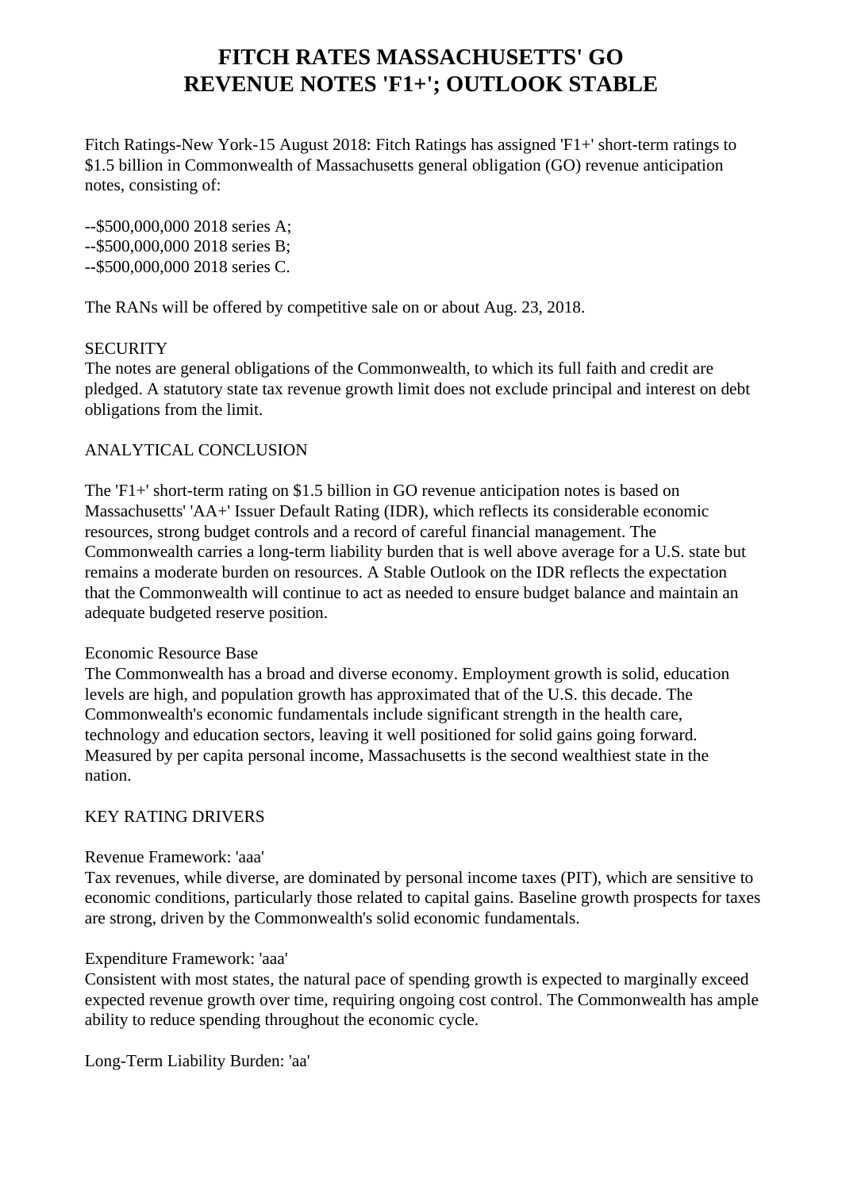# FITCH RATES MASSACHUSETTS' GO REVENUE NOTES 'F1+'; OUTLOOK STABLE

Fitch Ratings-New York-15 August 2018: Fitch Ratings has assigned 'F1+' short-term ratings to $1.5 billion in Commonwealth of Massachusetts general obligation (GO) revenue anticipation notes, consisting of:

--$500,000,000 2018 series A;
--$500,000,000 2018 series B;
--$500,000,000 2018 series C.

The RANs will be offered by competitive sale on or about Aug. 23, 2018.

SECURITY
The notes are general obligations of the Commonwealth, to which its full faith and credit are pledged. A statutory state tax revenue growth limit does not exclude principal and interest on debt obligations from the limit.

ANALYTICAL CONCLUSION

The 'F1+' short-term rating on $1.5 billion in GO revenue anticipation notes is based on Massachusetts' 'AA+' Issuer Default Rating (IDR), which reflects its considerable economic resources, strong budget controls and a record of careful financial management. The Commonwealth carries a long-term liability burden that is well above average for a U.S. state but remains a moderate burden on resources. A Stable Outlook on the IDR reflects the expectation that the Commonwealth will continue to act as needed to ensure budget balance and maintain an adequate budgeted reserve position.

Economic Resource Base
The Commonwealth has a broad and diverse economy. Employment growth is solid, education levels are high, and population growth has approximated that of the U.S. this decade. The Commonwealth's economic fundamentals include significant strength in the health care, technology and education sectors, leaving it well positioned for solid gains going forward. Measured by per capita personal income, Massachusetts is the second wealthiest state in the nation.

KEY RATING DRIVERS

Revenue Framework: 'aaa'
Tax revenues, while diverse, are dominated by personal income taxes (PIT), which are sensitive to economic conditions, particularly those related to capital gains. Baseline growth prospects for taxes are strong, driven by the Commonwealth's solid economic fundamentals.

Expenditure Framework: 'aaa'
Consistent with most states, the natural pace of spending growth is expected to marginally exceed expected revenue growth over time, requiring ongoing cost control. The Commonwealth has ample ability to reduce spending throughout the economic cycle.

Long-Term Liability Burden: 'aa'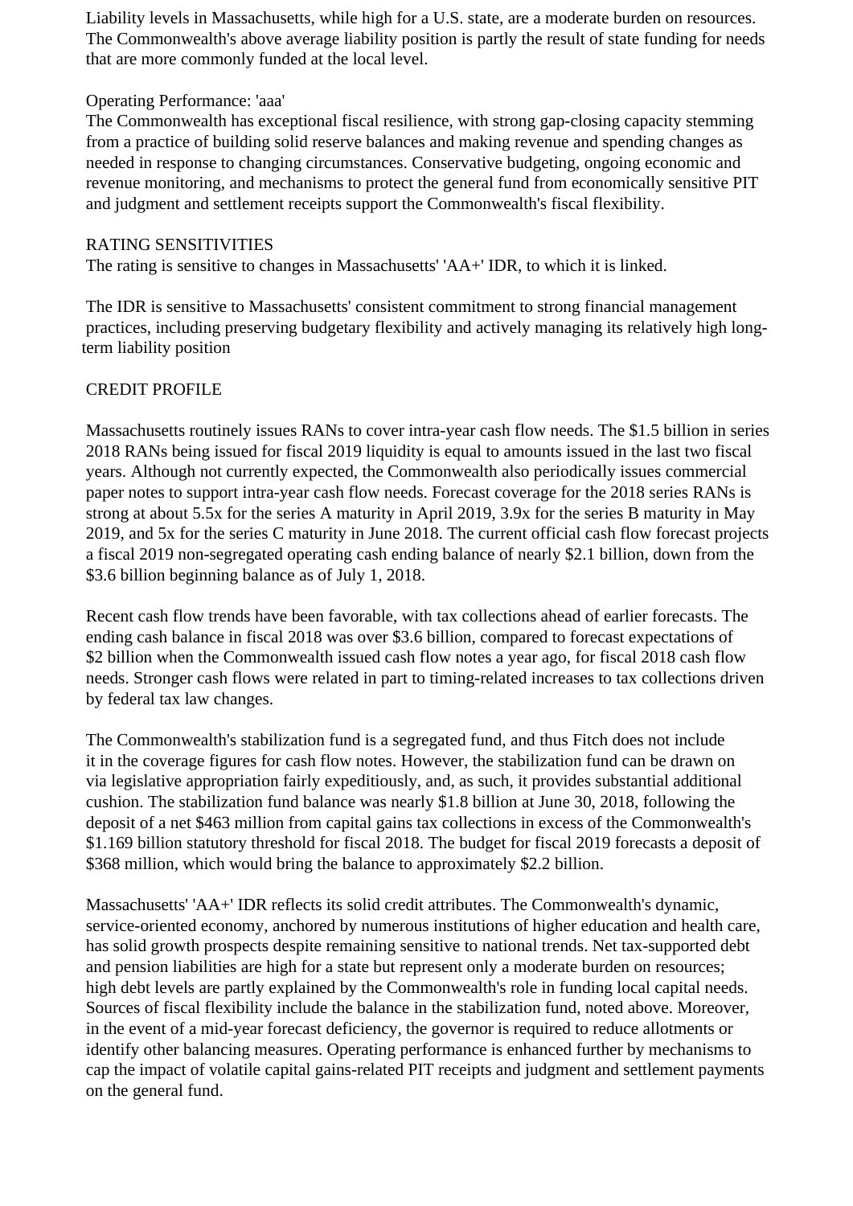Liability levels in Massachusetts, while high for a U.S. state, are a moderate burden on resources. The Commonwealth's above average liability position is partly the result of state funding for needs that are more commonly funded at the local level.

Operating Performance: 'aaa'
The Commonwealth has exceptional fiscal resilience, with strong gap-closing capacity stemming from a practice of building solid reserve balances and making revenue and spending changes as needed in response to changing circumstances. Conservative budgeting, ongoing economic and revenue monitoring, and mechanisms to protect the general fund from economically sensitive PIT and judgment and settlement receipts support the Commonwealth's fiscal flexibility.

RATING SENSITIVITIES
The rating is sensitive to changes in Massachusetts' 'AA+' IDR, to which it is linked.

The IDR is sensitive to Massachusetts' consistent commitment to strong financial management practices, including preserving budgetary flexibility and actively managing its relatively high long-term liability position

CREDIT PROFILE

Massachusetts routinely issues RANs to cover intra-year cash flow needs. The $1.5 billion in series 2018 RANs being issued for fiscal 2019 liquidity is equal to amounts issued in the last two fiscal years. Although not currently expected, the Commonwealth also periodically issues commercial paper notes to support intra-year cash flow needs. Forecast coverage for the 2018 series RANs is strong at about 5.5x for the series A maturity in April 2019, 3.9x for the series B maturity in May 2019, and 5x for the series C maturity in June 2018. The current official cash flow forecast projects a fiscal 2019 non-segregated operating cash ending balance of nearly $2.1 billion, down from the $3.6 billion beginning balance as of July 1, 2018.

Recent cash flow trends have been favorable, with tax collections ahead of earlier forecasts. The ending cash balance in fiscal 2018 was over $3.6 billion, compared to forecast expectations of $2 billion when the Commonwealth issued cash flow notes a year ago, for fiscal 2018 cash flow needs. Stronger cash flows were related in part to timing-related increases to tax collections driven by federal tax law changes.

The Commonwealth's stabilization fund is a segregated fund, and thus Fitch does not include it in the coverage figures for cash flow notes. However, the stabilization fund can be drawn on via legislative appropriation fairly expeditiously, and, as such, it provides substantial additional cushion. The stabilization fund balance was nearly $1.8 billion at June 30, 2018, following the deposit of a net $463 million from capital gains tax collections in excess of the Commonwealth's $1.169 billion statutory threshold for fiscal 2018. The budget for fiscal 2019 forecasts a deposit of $368 million, which would bring the balance to approximately $2.2 billion.

Massachusetts' 'AA+' IDR reflects its solid credit attributes. The Commonwealth's dynamic, service-oriented economy, anchored by numerous institutions of higher education and health care, has solid growth prospects despite remaining sensitive to national trends. Net tax-supported debt and pension liabilities are high for a state but represent only a moderate burden on resources; high debt levels are partly explained by the Commonwealth's role in funding local capital needs. Sources of fiscal flexibility include the balance in the stabilization fund, noted above. Moreover, in the event of a mid-year forecast deficiency, the governor is required to reduce allotments or identify other balancing measures. Operating performance is enhanced further by mechanisms to cap the impact of volatile capital gains-related PIT receipts and judgment and settlement payments on the general fund.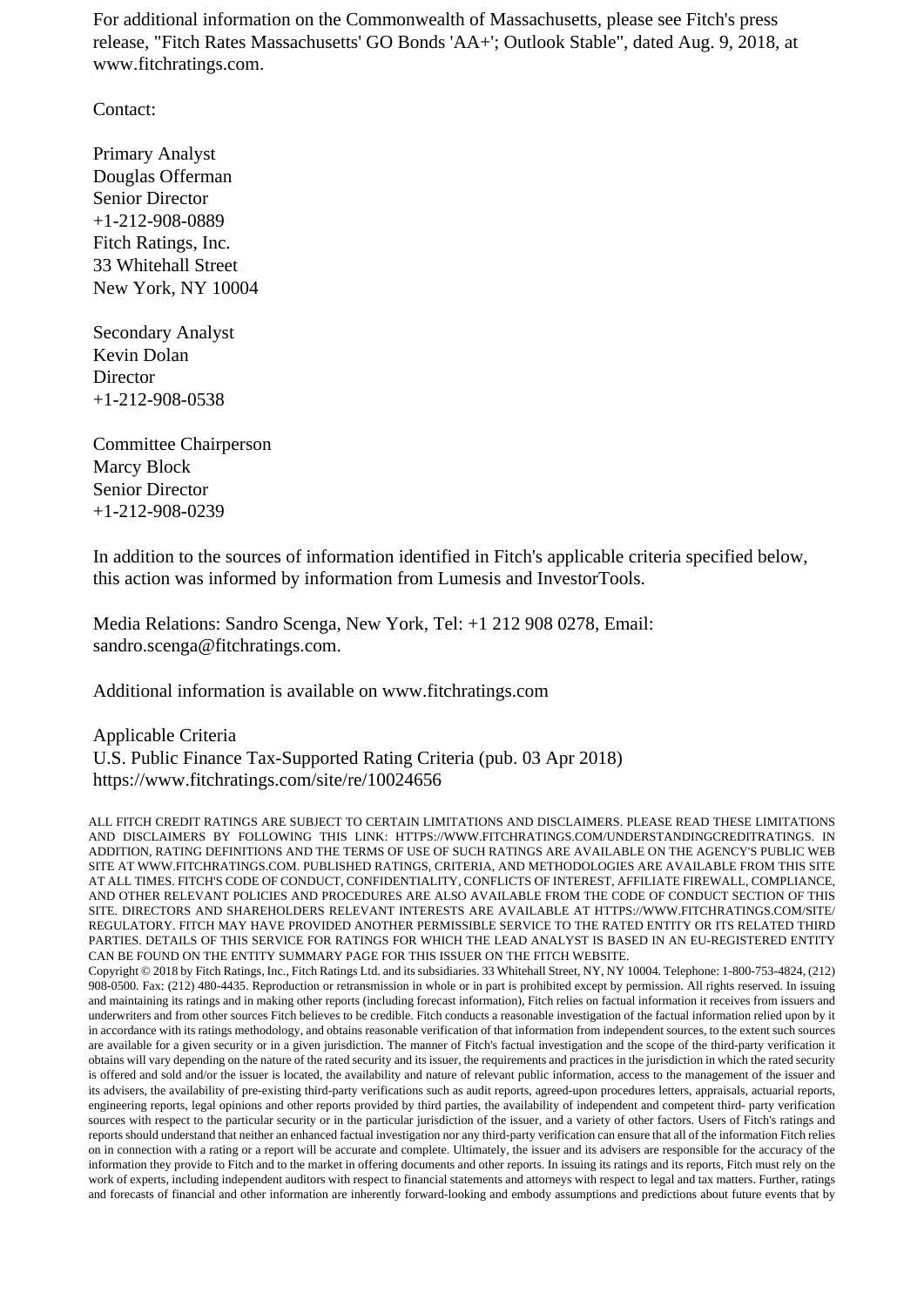For additional information on the Commonwealth of Massachusetts, please see Fitch's press release, "Fitch Rates Massachusetts' GO Bonds 'AA+'; Outlook Stable", dated Aug. 9, 2018, at www.fitchratings.com.

Contact:

Primary Analyst
Douglas Offerman
Senior Director
+1-212-908-0889
Fitch Ratings, Inc.
33 Whitehall Street
New York, NY 10004

Secondary Analyst
Kevin Dolan
Director
+1-212-908-0538

Committee Chairperson
Marcy Block
Senior Director
+1-212-908-0239

In addition to the sources of information identified in Fitch's applicable criteria specified below, this action was informed by information from Lumesis and InvestorTools.

Media Relations: Sandro Scenga, New York, Tel: +1 212 908 0278, Email: sandro.scenga@fitchratings.com.

Additional information is available on www.fitchratings.com

Applicable Criteria
U.S. Public Finance Tax-Supported Rating Criteria (pub. 03 Apr 2018)
https://www.fitchratings.com/site/re/10024656

ALL FITCH CREDIT RATINGS ARE SUBJECT TO CERTAIN LIMITATIONS AND DISCLAIMERS. PLEASE READ THESE LIMITATIONS AND DISCLAIMERS BY FOLLOWING THIS LINK: HTTPS://WWW.FITCHRATINGS.COM/UNDERSTANDINGCREDITRATINGS. IN ADDITION, RATING DEFINITIONS AND THE TERMS OF USE OF SUCH RATINGS ARE AVAILABLE ON THE AGENCY'S PUBLIC WEB SITE AT WWW.FITCHRATINGS.COM. PUBLISHED RATINGS, CRITERIA, AND METHODOLOGIES ARE AVAILABLE FROM THIS SITE AT ALL TIMES. FITCH'S CODE OF CONDUCT, CONFIDENTIALITY, CONFLICTS OF INTEREST, AFFILIATE FIREWALL, COMPLIANCE, AND OTHER RELEVANT POLICIES AND PROCEDURES ARE ALSO AVAILABLE FROM THE CODE OF CONDUCT SECTION OF THIS SITE. DIRECTORS AND SHAREHOLDERS RELEVANT INTERESTS ARE AVAILABLE AT HTTPS://WWW.FITCHRATINGS.COM/SITE/REGULATORY. FITCH MAY HAVE PROVIDED ANOTHER PERMISSIBLE SERVICE TO THE RATED ENTITY OR ITS RELATED THIRD PARTIES. DETAILS OF THIS SERVICE FOR RATINGS FOR WHICH THE LEAD ANALYST IS BASED IN AN EU-REGISTERED ENTITY CAN BE FOUND ON THE ENTITY SUMMARY PAGE FOR THIS ISSUER ON THE FITCH WEBSITE.

Copyright © 2018 by Fitch Ratings, Inc., Fitch Ratings Ltd. and its subsidiaries. 33 Whitehall Street, NY, NY 10004. Telephone: 1-800-753-4824, (212) 908-0500. Fax: (212) 480-4435. Reproduction or retransmission in whole or in part is prohibited except by permission. All rights reserved. In issuing and maintaining its ratings and in making other reports (including forecast information), Fitch relies on factual information it receives from issuers and underwriters and from other sources Fitch believes to be credible. Fitch conducts a reasonable investigation of the factual information relied upon by it in accordance with its ratings methodology, and obtains reasonable verification of that information from independent sources, to the extent such sources are available for a given security or in a given jurisdiction. The manner of Fitch's factual investigation and the scope of the third-party verification it obtains will vary depending on the nature of the rated security and its issuer, the requirements and practices in the jurisdiction in which the rated security is offered and sold and/or the issuer is located, the availability and nature of relevant public information, access to the management of the issuer and its advisers, the availability of pre-existing third-party verifications such as audit reports, agreed-upon procedures letters, appraisals, actuarial reports, engineering reports, legal opinions and other reports provided by third parties, the availability of independent and competent third- party verification sources with respect to the particular security or in the particular jurisdiction of the issuer, and a variety of other factors. Users of Fitch's ratings and reports should understand that neither an enhanced factual investigation nor any third-party verification can ensure that all of the information Fitch relies on in connection with a rating or a report will be accurate and complete. Ultimately, the issuer and its advisers are responsible for the accuracy of the information they provide to Fitch and to the market in offering documents and other reports. In issuing its ratings and its reports, Fitch must rely on the work of experts, including independent auditors with respect to financial statements and attorneys with respect to legal and tax matters. Further, ratings and forecasts of financial and other information are inherently forward-looking and embody assumptions and predictions about future events that by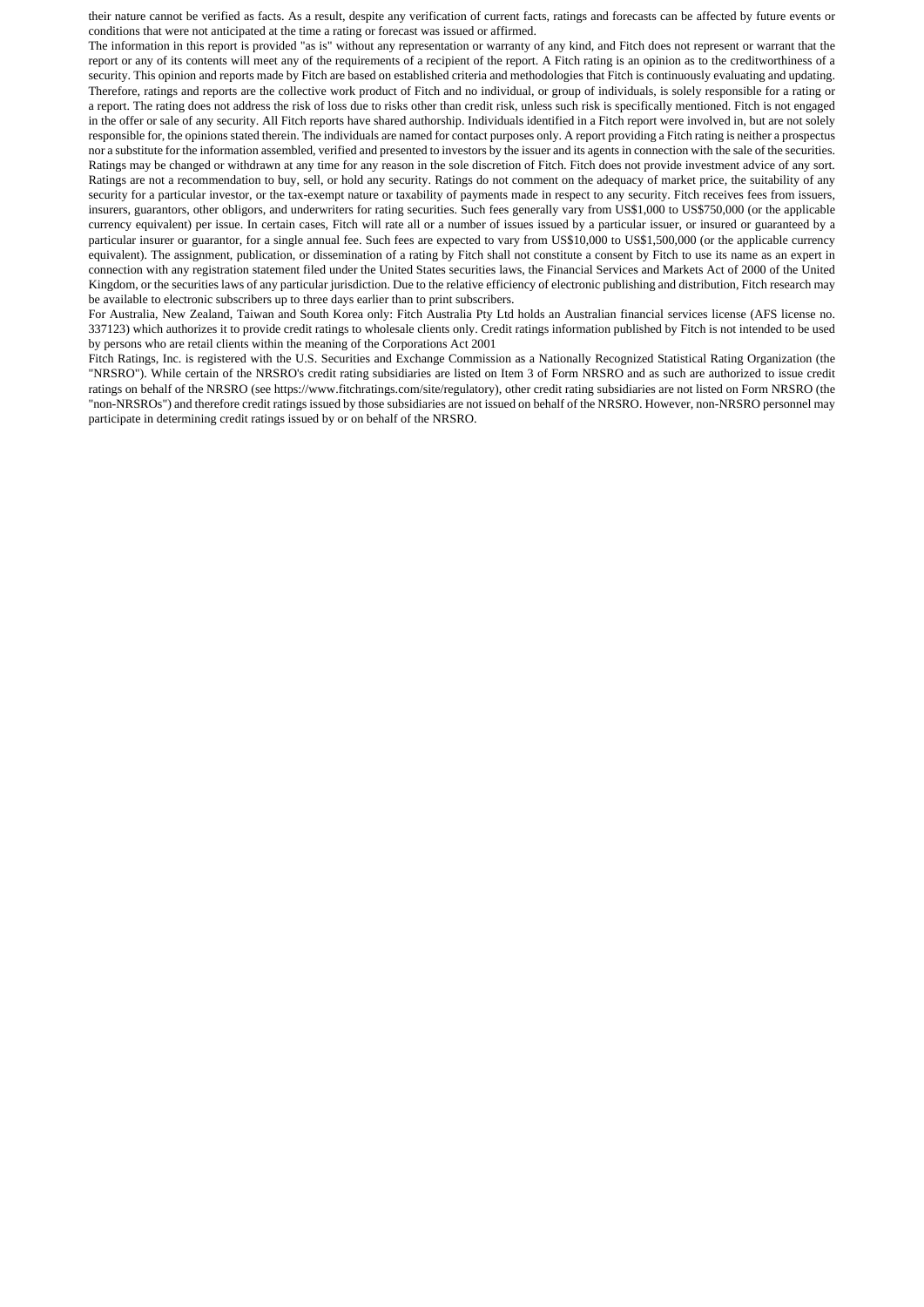their nature cannot be verified as facts. As a result, despite any verification of current facts, ratings and forecasts can be affected by future events or conditions that were not anticipated at the time a rating or forecast was issued or affirmed.

The information in this report is provided "as is" without any representation or warranty of any kind, and Fitch does not represent or warrant that the report or any of its contents will meet any of the requirements of a recipient of the report. A Fitch rating is an opinion as to the creditworthiness of a security. This opinion and reports made by Fitch are based on established criteria and methodologies that Fitch is continuously evaluating and updating. Therefore, ratings and reports are the collective work product of Fitch and no individual, or group of individuals, is solely responsible for a rating or a report. The rating does not address the risk of loss due to risks other than credit risk, unless such risk is specifically mentioned. Fitch is not engaged in the offer or sale of any security. All Fitch reports have shared authorship. Individuals identified in a Fitch report were involved in, but are not solely responsible for, the opinions stated therein. The individuals are named for contact purposes only. A report providing a Fitch rating is neither a prospectus nor a substitute for the information assembled, verified and presented to investors by the issuer and its agents in connection with the sale of the securities. Ratings may be changed or withdrawn at any time for any reason in the sole discretion of Fitch. Fitch does not provide investment advice of any sort. Ratings are not a recommendation to buy, sell, or hold any security. Ratings do not comment on the adequacy of market price, the suitability of any security for a particular investor, or the tax-exempt nature or taxability of payments made in respect to any security. Fitch receives fees from issuers, insurers, guarantors, other obligors, and underwriters for rating securities. Such fees generally vary from US$1,000 to US$750,000 (or the applicable currency equivalent) per issue. In certain cases, Fitch will rate all or a number of issues issued by a particular issuer, or insured or guaranteed by a particular insurer or guarantor, for a single annual fee. Such fees are expected to vary from US$10,000 to US$1,500,000 (or the applicable currency equivalent). The assignment, publication, or dissemination of a rating by Fitch shall not constitute a consent by Fitch to use its name as an expert in connection with any registration statement filed under the United States securities laws, the Financial Services and Markets Act of 2000 of the United Kingdom, or the securities laws of any particular jurisdiction. Due to the relative efficiency of electronic publishing and distribution, Fitch research may be available to electronic subscribers up to three days earlier than to print subscribers.

For Australia, New Zealand, Taiwan and South Korea only: Fitch Australia Pty Ltd holds an Australian financial services license (AFS license no. 337123) which authorizes it to provide credit ratings to wholesale clients only. Credit ratings information published by Fitch is not intended to be used by persons who are retail clients within the meaning of the Corporations Act 2001

Fitch Ratings, Inc. is registered with the U.S. Securities and Exchange Commission as a Nationally Recognized Statistical Rating Organization (the "NRSRO"). While certain of the NRSRO's credit rating subsidiaries are listed on Item 3 of Form NRSRO and as such are authorized to issue credit ratings on behalf of the NRSRO (see https://www.fitchratings.com/site/regulatory), other credit rating subsidiaries are not listed on Form NRSRO (the "non-NRSROs") and therefore credit ratings issued by those subsidiaries are not issued on behalf of the NRSRO. However, non-NRSRO personnel may participate in determining credit ratings issued by or on behalf of the NRSRO.